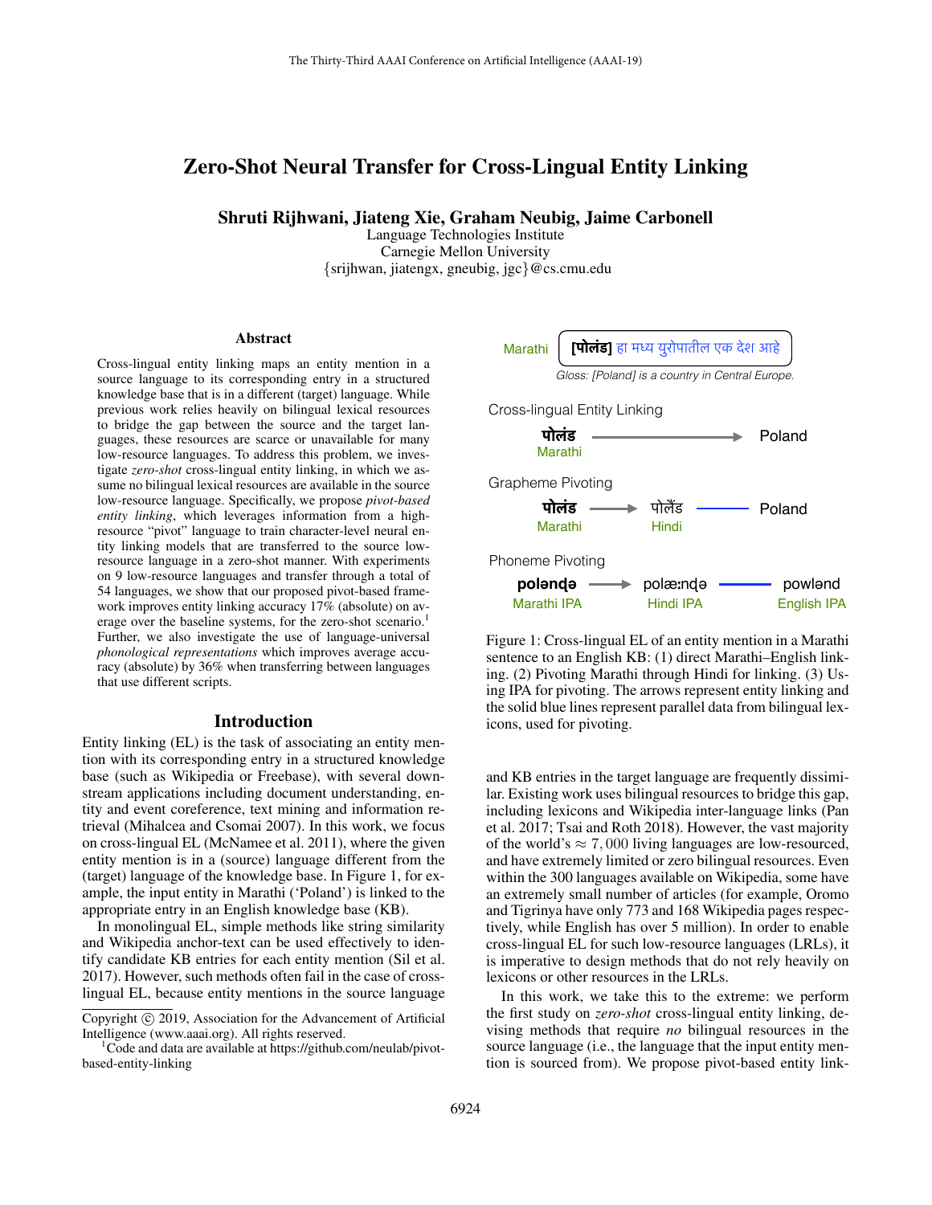# Zero-Shot Neural Transfer for Cross-Lingual Entity Linking

**Shruti Rijhwani, Jiateng Xie, Graham Neubig, Jaime Carbonell**

Language Technologies Institute
Carnegie Mellon University
{srijhwan, jiatengx, gneubig, jgc}@cs.cmu.edu

## Abstract

Cross-lingual entity linking maps an entity mention in a source language to its corresponding entry in a structured knowledge base that is in a different (target) language. While previous work relies heavily on bilingual lexical resources to bridge the gap between the source and the target languages, these resources are scarce or unavailable for many low-resource languages. To address this problem, we investigate *zero-shot* cross-lingual entity linking, in which we assume no bilingual lexical resources are available in the source low-resource language. Specifically, we propose *pivot-based entity linking*, which leverages information from a high-resource "pivot" language to train character-level neural entity linking models that are transferred to the source low-resource language in a zero-shot manner. With experiments on 9 low-resource languages and transfer through a total of 54 languages, we show that our proposed pivot-based framework improves entity linking accuracy 17% (absolute) on average over the baseline systems, for the zero-shot scenario.[1] Further, we also investigate the use of language-universal *phonological representations* which improves average accuracy (absolute) by 36% when transferring between languages that use different scripts.

## Introduction

Entity linking (EL) is the task of associating an entity mention with its corresponding entry in a structured knowledge base (such as Wikipedia or Freebase), with several downstream applications including document understanding, entity and event coreference, text mining and information retrieval (Mihalcea and Csomai 2007). In this work, we focus on cross-lingual EL (McNamee et al. 2011), where the given entity mention is in a (source) language different from the (target) language of the knowledge base. In Figure 1, for example, the input entity in Marathi ('Poland') is linked to the appropriate entry in an English knowledge base (KB).

In monolingual EL, simple methods like string similarity and Wikipedia anchor-text can be used effectively to identify candidate KB entries for each entity mention (Sil et al. 2017). However, such methods often fail in the case of cross-lingual EL, because entity mentions in the source language and KB entries in the target language are frequently dissimilar. Existing work uses bilingual resources to bridge this gap, including lexicons and Wikipedia inter-language links (Pan et al. 2017; Tsai and Roth 2018). However, the vast majority of the world's $\approx 7,000$ living languages are low-resourced, and have extremely limited or zero bilingual resources. Even within the 300 languages available on Wikipedia, some have an extremely small number of articles (for example, Oromo and Tigrinya have only 773 and 168 Wikipedia pages respectively, while English has over 5 million). In order to enable cross-lingual EL for such low-resource languages (LRLs), it is imperative to design methods that do not rely heavily on lexicons or other resources in the LRLs.

Marathi: **[पोलंड]** हा मध्य युरोपातील एक देश आहे
Gloss: [Poland] is a country in Central Europe.

Cross-lingual Entity Linking: **पोलंड** (Marathi) → Poland

Grapheme Pivoting: **पोलंड** (Marathi) → पोलैंड (Hindi) — Poland

Phoneme Pivoting: **polənɖə** (Marathi IPA) → polæːnɖə (Hindi IPA) — powlənd (English IPA)

Figure 1: Cross-lingual EL of an entity mention in a Marathi sentence to an English KB: (1) direct Marathi–English linking. (2) Pivoting Marathi through Hindi for linking. (3) Using IPA for pivoting. The arrows represent entity linking and the solid blue lines represent parallel data from bilingual lexicons, used for pivoting.

In this work, we take this to the extreme: we perform the first study on *zero-shot* cross-lingual entity linking, devising methods that require *no* bilingual resources in the source language (i.e., the language that the input entity mention is sourced from). We propose pivot-based entity link-

[1] Code and data are available at https://github.com/neulab/pivot-based-entity-linking

Copyright © 2019, Association for the Advancement of Artificial Intelligence (www.aaai.org). All rights reserved.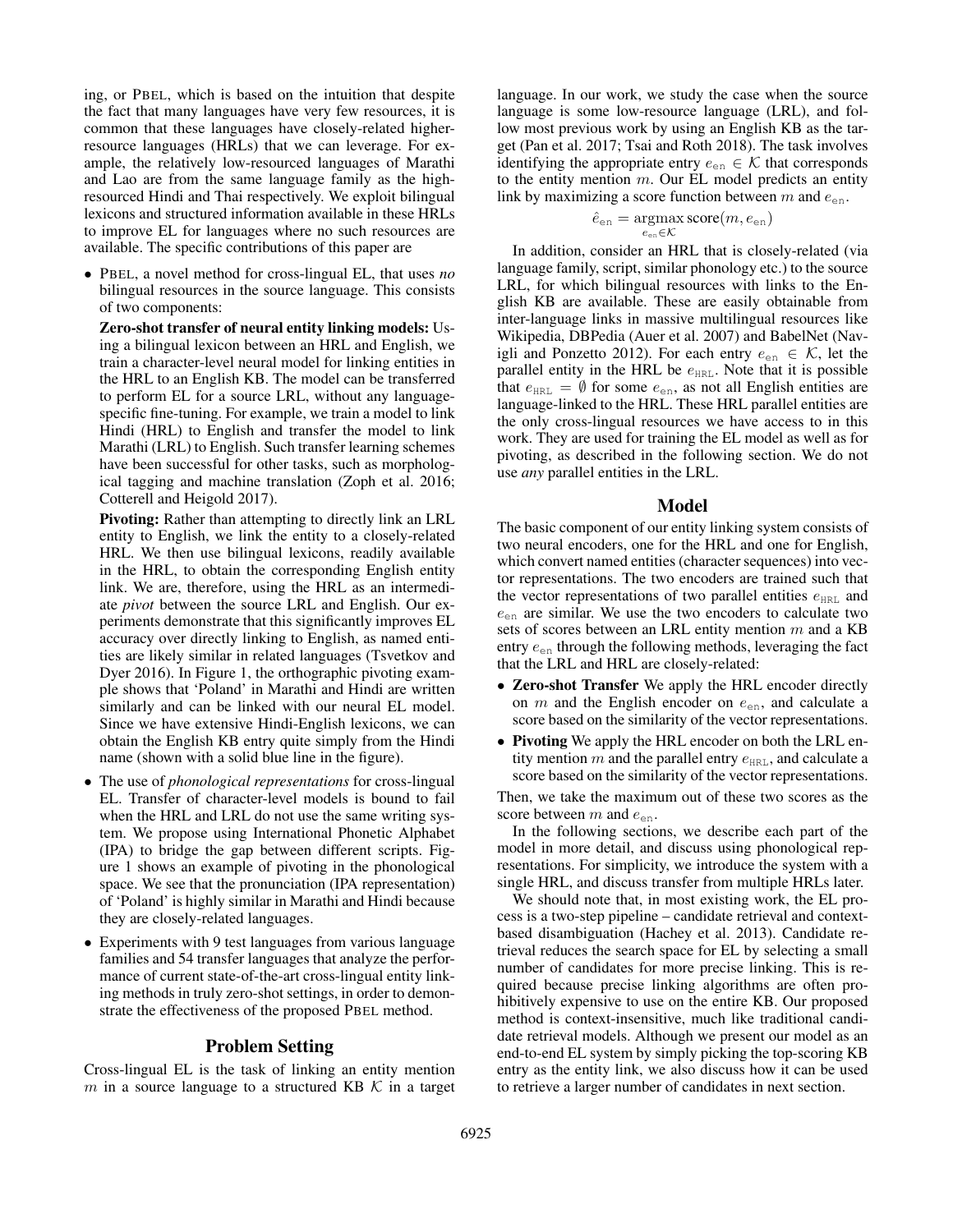ing, or PBEL, which is based on the intuition that despite the fact that many languages have very few resources, it is common that these languages have closely-related higher-resource languages (HRLs) that we can leverage. For example, the relatively low-resourced languages of Marathi and Lao are from the same language family as the high-resourced Hindi and Thai respectively. We exploit bilingual lexicons and structured information available in these HRLs to improve EL for languages where no such resources are available. The specific contributions of this paper are

- PBEL, a novel method for cross-lingual EL, that uses *no* bilingual resources in the source language. This consists of two components:

  **Zero-shot transfer of neural entity linking models:** Using a bilingual lexicon between an HRL and English, we train a character-level neural model for linking entities in the HRL to an English KB. The model can be transferred to perform EL for a source LRL, without any language-specific fine-tuning. For example, we train a model to link Hindi (HRL) to English and transfer the model to link Marathi (LRL) to English. Such transfer learning schemes have been successful for other tasks, such as morphological tagging and machine translation (Zoph et al. 2016; Cotterell and Heigold 2017).

  **Pivoting:** Rather than attempting to directly link an LRL entity to English, we link the entity to a closely-related HRL. We then use bilingual lexicons, readily available in the HRL, to obtain the corresponding English entity link. We are, therefore, using the HRL as an intermediate *pivot* between the source LRL and English. Our experiments demonstrate that this significantly improves EL accuracy over directly linking to English, as named entities are likely similar in related languages (Tsvetkov and Dyer 2016). In Figure 1, the orthographic pivoting example shows that 'Poland' in Marathi and Hindi are written similarly and can be linked with our neural EL model. Since we have extensive Hindi-English lexicons, we can obtain the English KB entry quite simply from the Hindi name (shown with a solid blue line in the figure).

- The use of *phonological representations* for cross-lingual EL. Transfer of character-level models is bound to fail when the HRL and LRL do not use the same writing system. We propose using International Phonetic Alphabet (IPA) to bridge the gap between different scripts. Figure 1 shows an example of pivoting in the phonological space. We see that the pronunciation (IPA representation) of 'Poland' is highly similar in Marathi and Hindi because they are closely-related languages.

- Experiments with 9 test languages from various language families and 54 transfer languages that analyze the performance of current state-of-the-art cross-lingual entity linking methods in truly zero-shot settings, in order to demonstrate the effectiveness of the proposed PBEL method.

## Problem Setting

Cross-lingual EL is the task of linking an entity mention $m$ in a source language to a structured KB $\mathcal{K}$ in a target language. In our work, we study the case when the source language is some low-resource language (LRL), and follow most previous work by using an English KB as the target (Pan et al. 2017; Tsai and Roth 2018). The task involves identifying the appropriate entry $e_{\texttt{en}} \in \mathcal{K}$ that corresponds to the entity mention $m$. Our EL model predicts an entity link by maximizing a score function between $m$ and $e_{\texttt{en}}$.

$$\hat{e}_{\texttt{en}} = \underset{e_{\texttt{en}} \in \mathcal{K}}{\operatorname{argmax}} \, \text{score}(m, e_{\texttt{en}})$$

In addition, consider an HRL that is closely-related (via language family, script, similar phonology etc.) to the source LRL, for which bilingual resources with links to the English KB are available. These are easily obtainable from inter-language links in massive multilingual resources like Wikipedia, DBPedia (Auer et al. 2007) and BabelNet (Navigli and Ponzetto 2012). For each entry $e_{\texttt{en}} \in \mathcal{K}$, let the parallel entity in the HRL be $e_{\texttt{HRL}}$. Note that it is possible that $e_{\texttt{HRL}} = \emptyset$ for some $e_{\texttt{en}}$, as not all English entities are language-linked to the HRL. These HRL parallel entities are the only cross-lingual resources we have access to in this work. They are used for training the EL model as well as for pivoting, as described in the following section. We do not use *any* parallel entities in the LRL.

## Model

The basic component of our entity linking system consists of two neural encoders, one for the HRL and one for English, which convert named entities (character sequences) into vector representations. The two encoders are trained such that the vector representations of two parallel entities $e_{\texttt{HRL}}$ and $e_{\texttt{en}}$ are similar. We use the two encoders to calculate two sets of scores between an LRL entity mention $m$ and a KB entry $e_{\texttt{en}}$ through the following methods, leveraging the fact that the LRL and HRL are closely-related:

- **Zero-shot Transfer** We apply the HRL encoder directly on $m$ and the English encoder on $e_{\texttt{en}}$, and calculate a score based on the similarity of the vector representations.
- **Pivoting** We apply the HRL encoder on both the LRL entity mention $m$ and the parallel entry $e_{\texttt{HRL}}$, and calculate a score based on the similarity of the vector representations.

Then, we take the maximum out of these two scores as the score between $m$ and $e_{\texttt{en}}$.

In the following sections, we describe each part of the model in more detail, and discuss using phonological representations. For simplicity, we introduce the system with a single HRL, and discuss transfer from multiple HRLs later.

We should note that, in most existing work, the EL process is a two-step pipeline – candidate retrieval and context-based disambiguation (Hachey et al. 2013). Candidate retrieval reduces the search space for EL by selecting a small number of candidates for more precise linking. This is required because precise linking algorithms are often prohibitively expensive to use on the entire KB. Our proposed method is context-insensitive, much like traditional candidate retrieval models. Although we present our model as an end-to-end EL system by simply picking the top-scoring KB entry as the entity link, we also discuss how it can be used to retrieve a larger number of candidates in next section.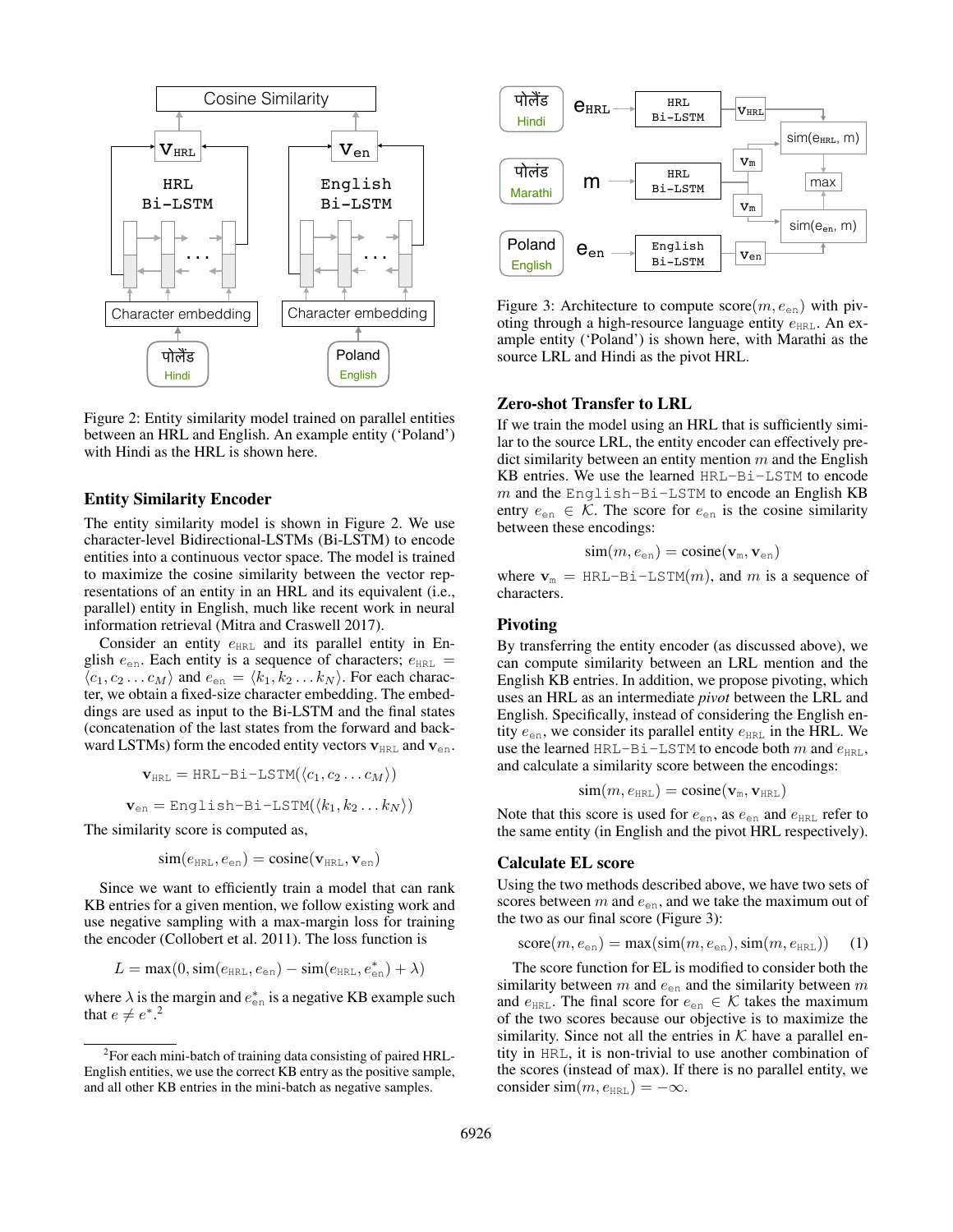Figure 2: Entity similarity model trained on parallel entities between an HRL and English. An example entity ('Poland') with Hindi as the HRL is shown here.

## Entity Similarity Encoder

The entity similarity model is shown in Figure 2. We use character-level Bidirectional-LSTMs (Bi-LSTM) to encode entities into a continuous vector space. The model is trained to maximize the cosine similarity between the vector representations of an entity in an HRL and its equivalent (i.e., parallel) entity in English, much like recent work in neural information retrieval (Mitra and Craswell 2017).

Consider an entity $e_{\texttt{HRL}}$ and its parallel entity in English $e_{\texttt{en}}$. Each entity is a sequence of characters; $e_{\texttt{HRL}} = \langle c_1, c_2 \ldots c_M \rangle$ and $e_{\texttt{en}} = \langle k_1, k_2 \ldots k_N \rangle$. For each character, we obtain a fixed-size character embedding. The embeddings are used as input to the Bi-LSTM and the final states (concatenation of the last states from the forward and backward LSTMs) form the encoded entity vectors $\mathbf{v}_{\texttt{HRL}}$ and $\mathbf{v}_{\texttt{en}}$.

$$\mathbf{v}_{\texttt{HRL}} = \texttt{HRL-Bi-LSTM}(\langle c_1, c_2 \ldots c_M \rangle)$$

$$\mathbf{v}_{\texttt{en}} = \texttt{English-Bi-LSTM}(\langle k_1, k_2 \ldots k_N \rangle)$$

The similarity score is computed as,

$$\text{sim}(e_{\texttt{HRL}}, e_{\texttt{en}}) = \text{cosine}(\mathbf{v}_{\texttt{HRL}}, \mathbf{v}_{\texttt{en}})$$

Since we want to efficiently train a model that can rank KB entries for a given mention, we follow existing work and use negative sampling with a max-margin loss for training the encoder (Collobert et al. 2011). The loss function is

$$L = \max(0, \text{sim}(e_{\texttt{HRL}}, e_{\texttt{en}}) - \text{sim}(e_{\texttt{HRL}}, e^*_{\texttt{en}}) + \lambda)$$

where $\lambda$ is the margin and $e^*_{\texttt{en}}$ is a negative KB example such that $e \neq e^*$.[2]

[2]For each mini-batch of training data consisting of paired HRL-English entities, we use the correct KB entry as the positive sample, and all other KB entries in the mini-batch as negative samples.

Figure 3: Architecture to compute score$(m, e_{\texttt{en}})$ with pivoting through a high-resource language entity $e_{\texttt{HRL}}$. An example entity ('Poland') is shown here, with Marathi as the source LRL and Hindi as the pivot HRL.

## Zero-shot Transfer to LRL

If we train the model using an HRL that is sufficiently similar to the source LRL, the entity encoder can effectively predict similarity between an entity mention $m$ and the English KB entries. We use the learned HRL-Bi-LSTM to encode $m$ and the English-Bi-LSTM to encode an English KB entry $e_{\texttt{en}} \in \mathcal{K}$. The score for $e_{\texttt{en}}$ is the cosine similarity between these encodings:

$$\text{sim}(m, e_{\texttt{en}}) = \text{cosine}(\mathbf{v}_{\texttt{m}}, \mathbf{v}_{\texttt{en}})$$

where $\mathbf{v}_{\texttt{m}} = \texttt{HRL-Bi-LSTM}(m)$, and $m$ is a sequence of characters.

## Pivoting

By transferring the entity encoder (as discussed above), we can compute similarity between an LRL mention and the English KB entries. In addition, we propose pivoting, which uses an HRL as an intermediate *pivot* between the LRL and English. Specifically, instead of considering the English entity $e_{\texttt{en}}$, we consider its parallel entity $e_{\texttt{HRL}}$ in the HRL. We use the learned HRL-Bi-LSTM to encode both $m$ and $e_{\texttt{HRL}}$, and calculate a similarity score between the encodings:

$$\text{sim}(m, e_{\texttt{HRL}}) = \text{cosine}(\mathbf{v}_{\texttt{m}}, \mathbf{v}_{\texttt{HRL}})$$

Note that this score is used for $e_{\texttt{en}}$, as $e_{\texttt{en}}$ and $e_{\texttt{HRL}}$ refer to the same entity (in English and the pivot HRL respectively).

## Calculate EL score

Using the two methods described above, we have two sets of scores between $m$ and $e_{\texttt{en}}$, and we take the maximum out of the two as our final score (Figure 3):

$$\text{score}(m, e_{\texttt{en}}) = \max(\text{sim}(m, e_{\texttt{en}}), \text{sim}(m, e_{\texttt{HRL}})) \quad (1)$$

The score function for EL is modified to consider both the similarity between $m$ and $e_{\texttt{en}}$ and the similarity between $m$ and $e_{\texttt{HRL}}$. The final score for $e_{\texttt{en}} \in \mathcal{K}$ takes the maximum of the two scores because our objective is to maximize the similarity. Since not all the entries in $\mathcal{K}$ have a parallel entity in HRL, it is non-trivial to use another combination of the scores (instead of max). If there is no parallel entity, we consider $\text{sim}(m, e_{\texttt{HRL}}) = -\infty$.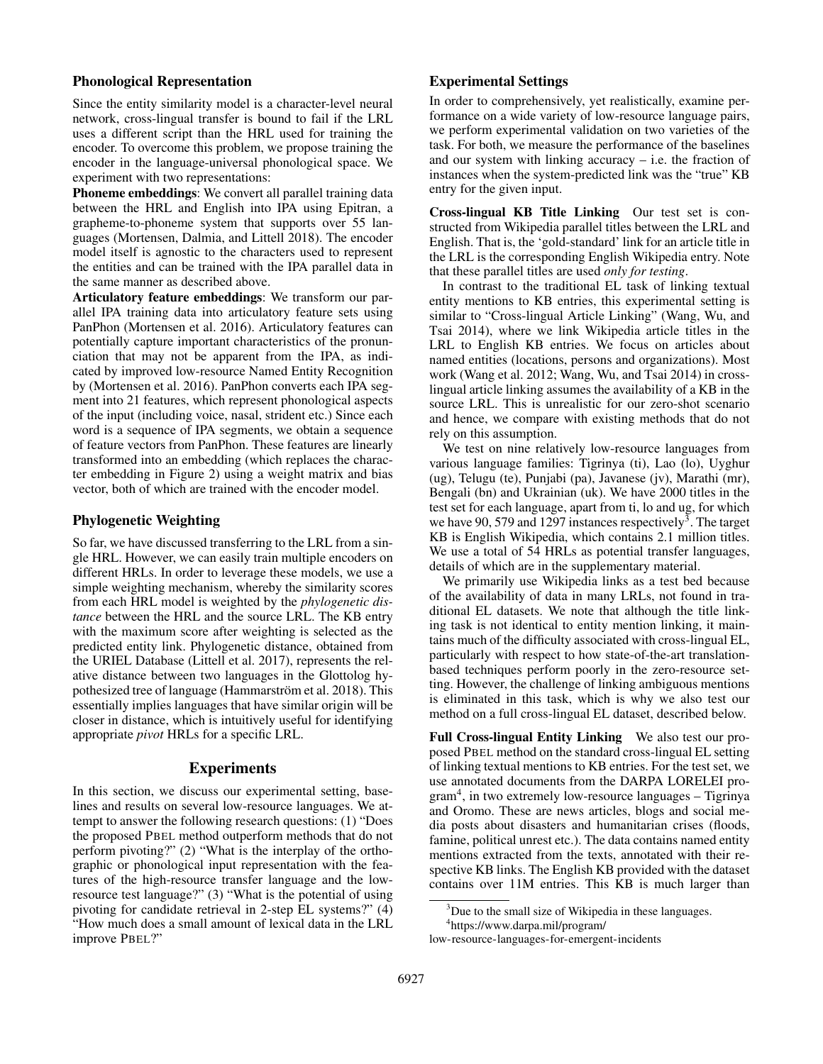### Phonological Representation

Since the entity similarity model is a character-level neural network, cross-lingual transfer is bound to fail if the LRL uses a different script than the HRL used for training the encoder. To overcome this problem, we propose training the encoder in the language-universal phonological space. We experiment with two representations:

**Phoneme embeddings**: We convert all parallel training data between the HRL and English into IPA using Epitran, a grapheme-to-phoneme system that supports over 55 languages (Mortensen, Dalmia, and Littell 2018). The encoder model itself is agnostic to the characters used to represent the entities and can be trained with the IPA parallel data in the same manner as described above.

**Articulatory feature embeddings**: We transform our parallel IPA training data into articulatory feature sets using PanPhon (Mortensen et al. 2016). Articulatory features can potentially capture important characteristics of the pronunciation that may not be apparent from the IPA, as indicated by improved low-resource Named Entity Recognition by (Mortensen et al. 2016). PanPhon converts each IPA segment into 21 features, which represent phonological aspects of the input (including voice, nasal, strident etc.) Since each word is a sequence of IPA segments, we obtain a sequence of feature vectors from PanPhon. These features are linearly transformed into an embedding (which replaces the character embedding in Figure 2) using a weight matrix and bias vector, both of which are trained with the encoder model.

### Phylogenetic Weighting

So far, we have discussed transferring to the LRL from a single HRL. However, we can easily train multiple encoders on different HRLs. In order to leverage these models, we use a simple weighting mechanism, whereby the similarity scores from each HRL model is weighted by the *phylogenetic distance* between the HRL and the source LRL. The KB entry with the maximum score after weighting is selected as the predicted entity link. Phylogenetic distance, obtained from the URIEL Database (Littell et al. 2017), represents the relative distance between two languages in the Glottolog hypothesized tree of language (Hammarström et al. 2018). This essentially implies languages that have similar origin will be closer in distance, which is intuitively useful for identifying appropriate *pivot* HRLs for a specific LRL.

## Experiments

In this section, we discuss our experimental setting, baselines and results on several low-resource languages. We attempt to answer the following research questions: (1) "Does the proposed PBEL method outperform methods that do not perform pivoting?" (2) "What is the interplay of the orthographic or phonological input representation with the features of the high-resource transfer language and the low-resource test language?" (3) "What is the potential of using pivoting for candidate retrieval in 2-step EL systems?" (4) "How much does a small amount of lexical data in the LRL improve PBEL?"

### Experimental Settings

In order to comprehensively, yet realistically, examine performance on a wide variety of low-resource language pairs, we perform experimental validation on two varieties of the task. For both, we measure the performance of the baselines and our system with linking accuracy – i.e. the fraction of instances when the system-predicted link was the "true" KB entry for the given input.

**Cross-lingual KB Title Linking** Our test set is constructed from Wikipedia parallel titles between the LRL and English. That is, the 'gold-standard' link for an article title in the LRL is the corresponding English Wikipedia entry. Note that these parallel titles are used *only for testing*.

In contrast to the traditional EL task of linking textual entity mentions to KB entries, this experimental setting is similar to "Cross-lingual Article Linking" (Wang, Wu, and Tsai 2014), where we link Wikipedia article titles in the LRL to English KB entries. We focus on articles about named entities (locations, persons and organizations). Most work (Wang et al. 2012; Wang, Wu, and Tsai 2014) in cross-lingual article linking assumes the availability of a KB in the source LRL. This is unrealistic for our zero-shot scenario and hence, we compare with existing methods that do not rely on this assumption.

We test on nine relatively low-resource languages from various language families: Tigrinya (ti), Lao (lo), Uyghur (ug), Telugu (te), Punjabi (pa), Javanese (jv), Marathi (mr), Bengali (bn) and Ukrainian (uk). We have 2000 titles in the test set for each language, apart from ti, lo and ug, for which we have 90, 579 and 1297 instances respectively[3]. The target KB is English Wikipedia, which contains 2.1 million titles. We use a total of 54 HRLs as potential transfer languages, details of which are in the supplementary material.

We primarily use Wikipedia links as a test bed because of the availability of data in many LRLs, not found in traditional EL datasets. We note that although the title linking task is not identical to entity mention linking, it maintains much of the difficulty associated with cross-lingual EL, particularly with respect to how state-of-the-art translation-based techniques perform poorly in the zero-resource setting. However, the challenge of linking ambiguous mentions is eliminated in this task, which is why we also test our method on a full cross-lingual EL dataset, described below.

**Full Cross-lingual Entity Linking** We also test our proposed PBEL method on the standard cross-lingual EL setting of linking textual mentions to KB entries. For the test set, we use annotated documents from the DARPA LORELEI program[4], in two extremely low-resource languages – Tigrinya and Oromo. These are news articles, blogs and social media posts about disasters and humanitarian crises (floods, famine, political unrest etc.). The data contains named entity mentions extracted from the texts, annotated with their respective KB links. The English KB provided with the dataset contains over 11M entries. This KB is much larger than

[3] Due to the small size of Wikipedia in these languages.

[4] https://www.darpa.mil/program/low-resource-languages-for-emergent-incidents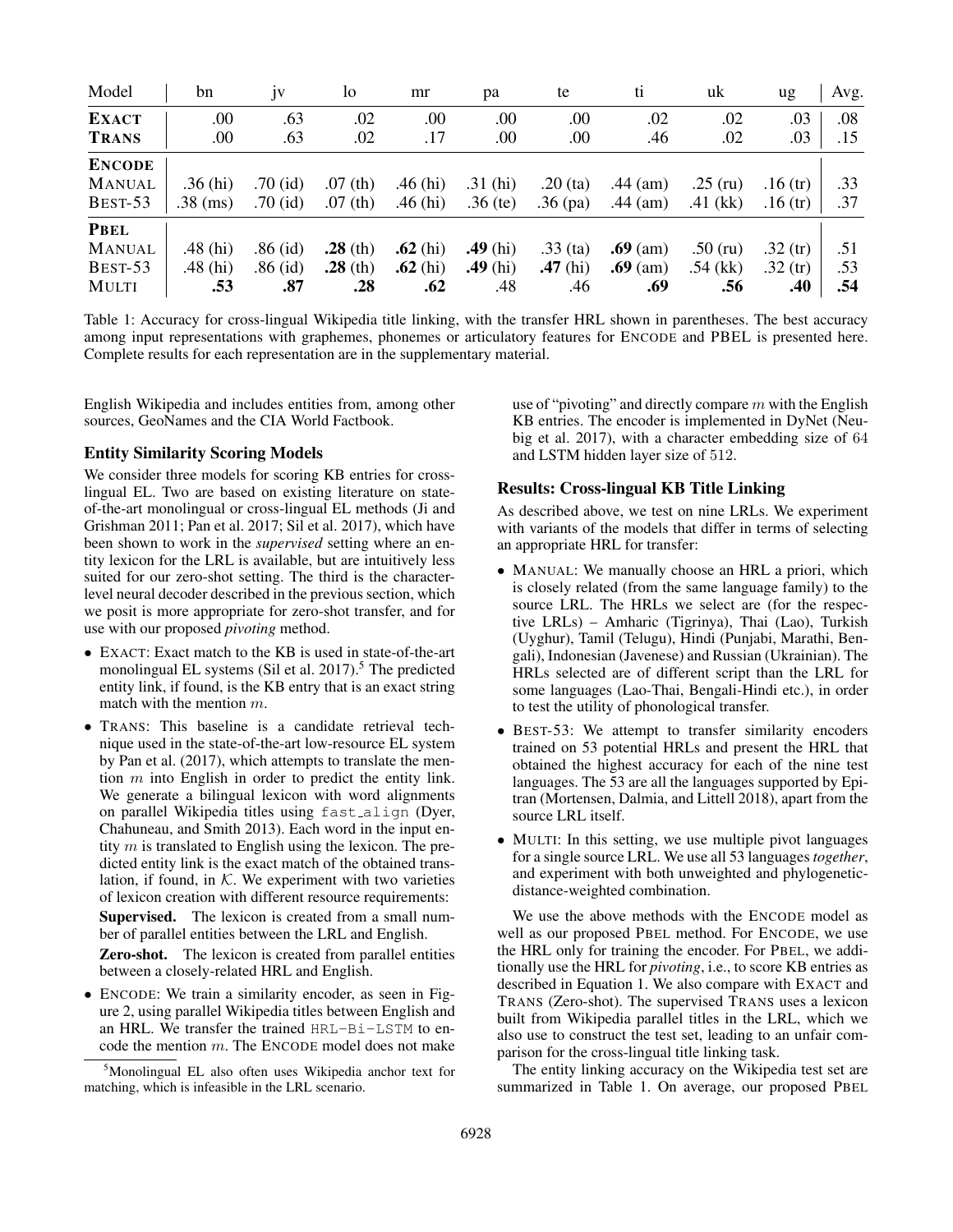| Model | bn | jv | lo | mr | pa | te | ti | uk | ug | Avg. |
|---|---|---|---|---|---|---|---|---|---|---|
| **EXACT** | .00 | .63 | .02 | .00 | .00 | .00 | .02 | .02 | .03 | .08 |
| **TRANS** | .00 | .63 | .02 | .17 | .00 | .00 | .46 | .02 | .03 | .15 |
| **ENCODE** | | | | | | | | | | |
| MANUAL | .36 (hi) | .70 (id) | .07 (th) | .46 (hi) | .31 (hi) | .20 (ta) | .44 (am) | .25 (ru) | .16 (tr) | .33 |
| BEST-53 | .38 (ms) | .70 (id) | .07 (th) | .46 (hi) | .36 (te) | .36 (pa) | .44 (am) | .41 (kk) | .16 (tr) | .37 |
| **PBEL** | | | | | | | | | | |
| MANUAL | .48 (hi) | .86 (id) | **.28** (th) | **.62** (hi) | **.49** (hi) | .33 (ta) | **.69** (am) | .50 (ru) | .32 (tr) | .51 |
| BEST-53 | .48 (hi) | .86 (id) | **.28** (th) | **.62** (hi) | **.49** (hi) | **.47** (hi) | **.69** (am) | .54 (kk) | .32 (tr) | .53 |
| MULTI | **.53** | **.87** | **.28** | **.62** | .48 | .46 | **.69** | **.56** | **.40** | **.54** |

Table 1: Accuracy for cross-lingual Wikipedia title linking, with the transfer HRL shown in parentheses. The best accuracy among input representations with graphemes, phonemes or articulatory features for ENCODE and PBEL is presented here. Complete results for each representation are in the supplementary material.

English Wikipedia and includes entities from, among other sources, GeoNames and the CIA World Factbook.

### Entity Similarity Scoring Models

We consider three models for scoring KB entries for cross-lingual EL. Two are based on existing literature on state-of-the-art monolingual or cross-lingual EL methods (Ji and Grishman 2011; Pan et al. 2017; Sil et al. 2017), which have been shown to work in the *supervised* setting where an entity lexicon for the LRL is available, but are intuitively less suited for our zero-shot setting. The third is the character-level neural decoder described in the previous section, which we posit is more appropriate for zero-shot transfer, and for use with our proposed *pivoting* method.

- EXACT: Exact match to the KB is used in state-of-the-art monolingual EL systems (Sil et al. 2017).[5] The predicted entity link, if found, is the KB entry that is an exact string match with the mention $m$.
- TRANS: This baseline is a candidate retrieval technique used in the state-of-the-art low-resource EL system by Pan et al. (2017), which attempts to translate the mention $m$ into English in order to predict the entity link. We generate a bilingual lexicon with word alignments on parallel Wikipedia titles using `fast_align` (Dyer, Chahuneau, and Smith 2013). Each word in the input entity $m$ is translated to English using the lexicon. The predicted entity link is the exact match of the obtained translation, if found, in $\mathcal{K}$. We experiment with two varieties of lexicon creation with different resource requirements:

  **Supervised.** The lexicon is created from a small number of parallel entities between the LRL and English.

  **Zero-shot.** The lexicon is created from parallel entities between a closely-related HRL and English.
- ENCODE: We train a similarity encoder, as seen in Figure 2, using parallel Wikipedia titles between English and an HRL. We transfer the trained `HRL-Bi-LSTM` to encode the mention $m$. The ENCODE model does not make use of "pivoting" and directly compare $m$ with the English KB entries. The encoder is implemented in DyNet (Neubig et al. 2017), with a character embedding size of 64 and LSTM hidden layer size of 512.

[5] Monolingual EL also often uses Wikipedia anchor text for matching, which is infeasible in the LRL scenario.

### Results: Cross-lingual KB Title Linking

As described above, we test on nine LRLs. We experiment with variants of the models that differ in terms of selecting an appropriate HRL for transfer:

- MANUAL: We manually choose an HRL a priori, which is closely related (from the same language family) to the source LRL. The HRLs we select are (for the respective LRLs) – Amharic (Tigrinya), Thai (Lao), Turkish (Uyghur), Tamil (Telugu), Hindi (Punjabi, Marathi, Bengali), Indonesian (Javenese) and Russian (Ukrainian). The HRLs selected are of different script than the LRL for some languages (Lao-Thai, Bengali-Hindi etc.), in order to test the utility of phonological transfer.
- BEST-53: We attempt to transfer similarity encoders trained on 53 potential HRLs and present the HRL that obtained the highest accuracy for each of the nine test languages. The 53 are all the languages supported by Epitran (Mortensen, Dalmia, and Littell 2018), apart from the source LRL itself.
- MULTI: In this setting, we use multiple pivot languages for a single source LRL. We use all 53 languages *together*, and experiment with both unweighted and phylogenetic-distance-weighted combination.

We use the above methods with the ENCODE model as well as our proposed PBEL method. For ENCODE, we use the HRL only for training the encoder. For PBEL, we additionally use the HRL for *pivoting*, i.e., to score KB entries as described in Equation 1. We also compare with EXACT and TRANS (Zero-shot). The supervised TRANS uses a lexicon built from Wikipedia parallel titles in the LRL, which we also use to construct the test set, leading to an unfair comparison for the cross-lingual title linking task.

The entity linking accuracy on the Wikipedia test set are summarized in Table 1. On average, our proposed PBEL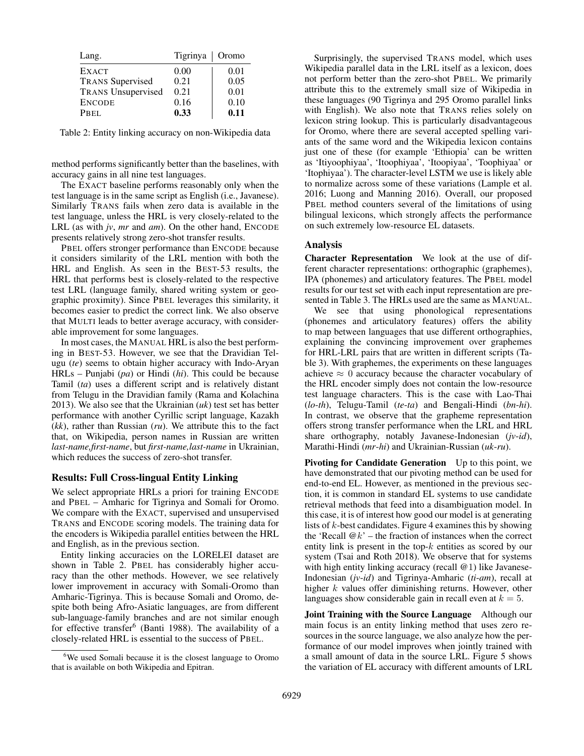| Lang. | Tigrinya | Oromo |
|---|---|---|
| EXACT | 0.00 | 0.01 |
| TRANS Supervised | 0.21 | 0.05 |
| TRANS Unsupervised | 0.21 | 0.01 |
| ENCODE | 0.16 | 0.10 |
| PBEL | **0.33** | **0.11** |

Table 2: Entity linking accuracy on non-Wikipedia data

method performs significantly better than the baselines, with accuracy gains in all nine test languages.

The EXACT baseline performs reasonably only when the test language is in the same script as English (i.e., Javanese). Similarly TRANS fails when zero data is available in the test language, unless the HRL is very closely-related to the LRL (as with *jv*, *mr* and *am*). On the other hand, ENCODE presents relatively strong zero-shot transfer results.

PBEL offers stronger performance than ENCODE because it considers similarity of the LRL mention with both the HRL and English. As seen in the BEST-53 results, the HRL that performs best is closely-related to the respective test LRL (language family, shared writing system or geographic proximity). Since PBEL leverages this similarity, it becomes easier to predict the correct link. We also observe that MULTI leads to better average accuracy, with considerable improvement for some languages.

In most cases, the MANUAL HRL is also the best performing in BEST-53. However, we see that the Dravidian Telugu (*te*) seems to obtain higher accuracy with Indo-Aryan HRLs – Punjabi (*pa*) or Hindi (*hi*). This could be because Tamil (*ta*) uses a different script and is relatively distant from Telugu in the Dravidian family (Rama and Kolachina 2013). We also see that the Ukrainian (*uk*) test set has better performance with another Cyrillic script language, Kazakh (*kk*), rather than Russian (*ru*). We attribute this to the fact that, on Wikipedia, person names in Russian are written *last-name,first-name*, but *first-name,last-name* in Ukrainian, which reduces the success of zero-shot transfer.

## Results: Full Cross-lingual Entity Linking

We select appropriate HRLs a priori for training ENCODE and PBEL – Amharic for Tigrinya and Somali for Oromo. We compare with the EXACT, supervised and unsupervised TRANS and ENCODE scoring models. The training data for the encoders is Wikipedia parallel entities between the HRL and English, as in the previous section.

Entity linking accuracies on the LORELEI dataset are shown in Table 2. PBEL has considerably higher accuracy than the other methods. However, we see relatively lower improvement in accuracy with Somali-Oromo than Amharic-Tigrinya. This is because Somali and Oromo, despite both being Afro-Asiatic languages, are from different sub-language-family branches and are not similar enough for effective transfer[6] (Banti 1988). The availability of a closely-related HRL is essential to the success of PBEL.

[6]We used Somali because it is the closest language to Oromo that is available on both Wikipedia and Epitran.

Surprisingly, the supervised TRANS model, which uses Wikipedia parallel data in the LRL itself as a lexicon, does not perform better than the zero-shot PBEL. We primarily attribute this to the extremely small size of Wikipedia in these languages (90 Tigrinya and 295 Oromo parallel links with English). We also note that TRANS relies solely on lexicon string lookup. This is particularly disadvantageous for Oromo, where there are several accepted spelling variants of the same word and the Wikipedia lexicon contains just one of these (for example 'Ethiopia' can be written as 'Itiyoophiyaa', 'Itoophiyaa', 'Itoopiyaa', 'Toophiyaa' or 'Itophiyaa'). The character-level LSTM we use is likely able to normalize across some of these variations (Lample et al. 2016; Luong and Manning 2016). Overall, our proposed PBEL method counters several of the limitations of using bilingual lexicons, which strongly affects the performance on such extremely low-resource EL datasets.

## Analysis

**Character Representation** We look at the use of different character representations: orthographic (graphemes), IPA (phonemes) and articulatory features. The PBEL model results for our test set with each input representation are presented in Table 3. The HRLs used are the same as MANUAL.

We see that using phonological representations (phonemes and articulatory features) offers the ability to map between languages that use different orthographies, explaining the convincing improvement over graphemes for HRL-LRL pairs that are written in different scripts (Table 3). With graphemes, the experiments on these languages achieve $\approx 0$ accuracy because the character vocabulary of the HRL encoder simply does not contain the low-resource test language characters. This is the case with Lao-Thai (*lo-th*), Telugu-Tamil (*te-ta*) and Bengali-Hindi (*bn-hi*). In contrast, we observe that the grapheme representation offers strong transfer performance when the LRL and HRL share orthography, notably Javanese-Indonesian (*jv-id*), Marathi-Hindi (*mr-hi*) and Ukrainian-Russian (*uk-ru*).

**Pivoting for Candidate Generation** Up to this point, we have demonstrated that our pivoting method can be used for end-to-end EL. However, as mentioned in the previous section, it is common in standard EL systems to use candidate retrieval methods that feed into a disambiguation model. In this case, it is of interest how good our model is at generating lists of $k$-best candidates. Figure 4 examines this by showing the 'Recall $@k$' – the fraction of instances when the correct entity link is present in the top-$k$ entities as scored by our system (Tsai and Roth 2018). We observe that for systems with high entity linking accuracy (recall @1) like Javanese-Indonesian (*jv-id*) and Tigrinya-Amharic (*ti-am*), recall at higher $k$ values offer diminishing returns. However, other languages show considerable gain in recall even at $k = 5$.

**Joint Training with the Source Language** Although our main focus is an entity linking method that uses zero resources in the source language, we also analyze how the performance of our model improves when jointly trained with a small amount of data in the source LRL. Figure 5 shows the variation of EL accuracy with different amounts of LRL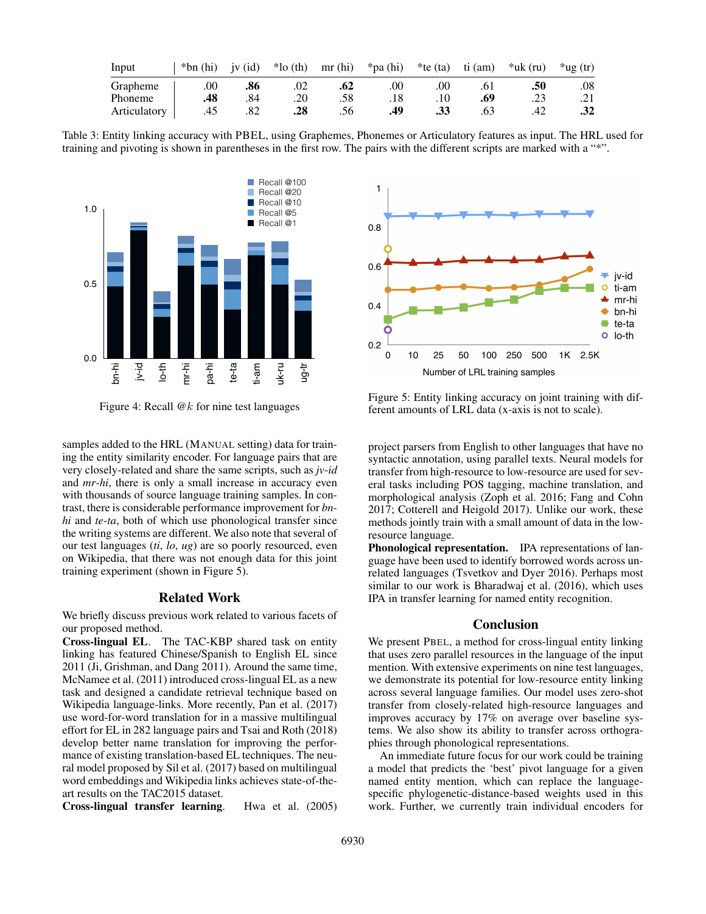| Input | *bn (hi) | jv (id) | *lo (th) | mr (hi) | *pa (hi) | *te (ta) | ti (am) | *uk (ru) | *ug (tr) |
|---|---|---|---|---|---|---|---|---|---|
| Grapheme | .00 | **.86** | .02 | **.62** | .00 | .00 | .61 | **.50** | .08 |
| Phoneme | **.48** | .84 | .20 | .58 | .18 | .10 | **.69** | .23 | .21 |
| Articulatory | .45 | .82 | **.28** | .56 | **.49** | **.33** | .63 | .42 | **.32** |

Table 3: Entity linking accuracy with PBEL, using Graphemes, Phonemes or Articulatory features as input. The HRL used for training and pivoting is shown in parentheses in the first row. The pairs with the different scripts are marked with a "*".

Figure 4: Recall @$k$ for nine test languages

Figure 5: Entity linking accuracy on joint training with different amounts of LRL data (x-axis is not to scale).

samples added to the HRL (MANUAL setting) data for training the entity similarity encoder. For language pairs that are very closely-related and share the same scripts, such as *jv-id* and *mr-hi*, there is only a small increase in accuracy even with thousands of source language training samples. In contrast, there is considerable performance improvement for *bn-hi* and *te-ta*, both of which use phonological transfer since the writing systems are different. We also note that several of our test languages (*ti*, *lo*, *ug*) are so poorly resourced, even on Wikipedia, that there was not enough data for this joint training experiment (shown in Figure 5).

## Related Work

We briefly discuss previous work related to various facets of our proposed method.

**Cross-lingual EL.** The TAC-KBP shared task on entity linking has featured Chinese/Spanish to English EL since 2011 (Ji, Grishman, and Dang 2011). Around the same time, McNamee et al. (2011) introduced cross-lingual EL as a new task and designed a candidate retrieval technique based on Wikipedia language-links. More recently, Pan et al. (2017) use word-for-word translation for in a massive multilingual effort for EL in 282 language pairs and Tsai and Roth (2018) develop better name translation for improving the performance of existing translation-based EL techniques. The neural model proposed by Sil et al. (2017) based on multilingual word embeddings and Wikipedia links achieves state-of-the-art results on the TAC2015 dataset.

**Cross-lingual transfer learning.** Hwa et al. (2005) project parsers from English to other languages that have no syntactic annotation, using parallel texts. Neural models for transfer from high-resource to low-resource are used for several tasks including POS tagging, machine translation, and morphological analysis (Zoph et al. 2016; Fang and Cohn 2017; Cotterell and Heigold 2017). Unlike our work, these methods jointly train with a small amount of data in the low-resource language.

**Phonological representation.** IPA representations of language have been used to identify borrowed words across unrelated languages (Tsvetkov and Dyer 2016). Perhaps most similar to our work is Bharadwaj et al. (2016), which uses IPA in transfer learning for named entity recognition.

## Conclusion

We present PBEL, a method for cross-lingual entity linking that uses zero parallel resources in the language of the input mention. With extensive experiments on nine test languages, we demonstrate its potential for low-resource entity linking across several language families. Our model uses zero-shot transfer from closely-related high-resource languages and improves accuracy by 17% on average over baseline systems. We also show its ability to transfer across orthographies through phonological representations.

An immediate future focus for our work could be training a model that predicts the 'best' pivot language for a given named entity mention, which can replace the language-specific phylogenetic-distance-based weights used in this work. Further, we currently train individual encoders for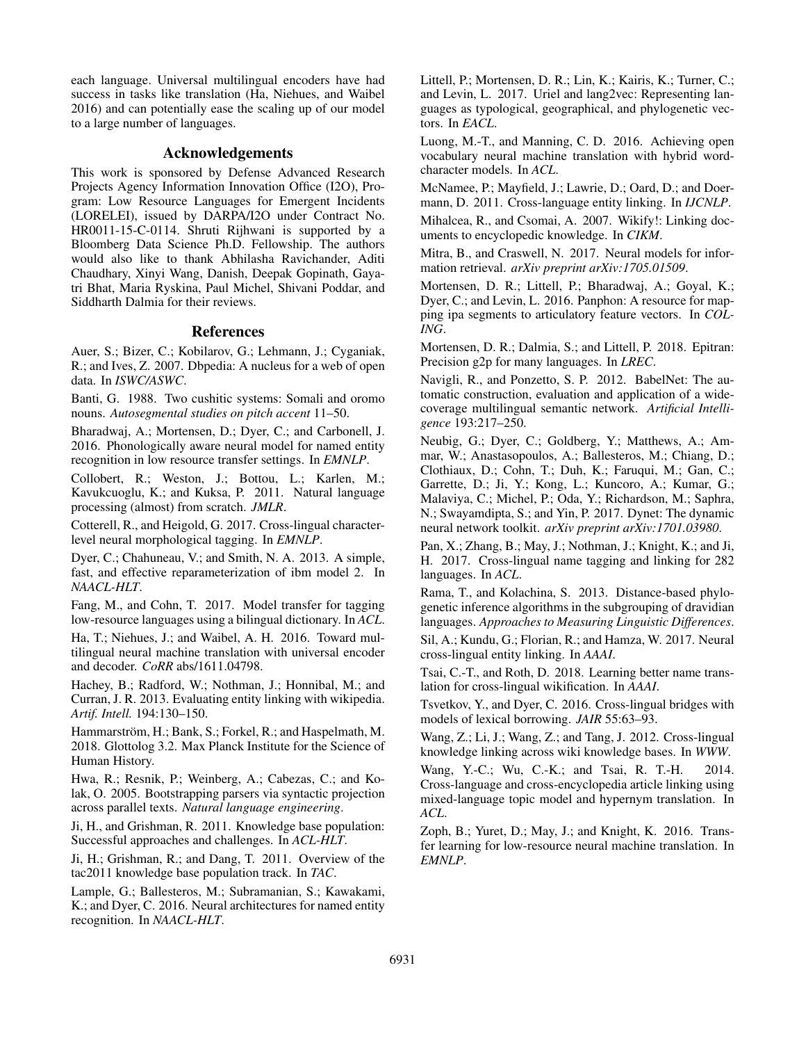each language. Universal multilingual encoders have had success in tasks like translation (Ha, Niehues, and Waibel 2016) and can potentially ease the scaling up of our model to a large number of languages.

## Acknowledgements

This work is sponsored by Defense Advanced Research Projects Agency Information Innovation Office (I2O), Program: Low Resource Languages for Emergent Incidents (LORELEI), issued by DARPA/I2O under Contract No. HR0011-15-C-0114. Shruti Rijhwani is supported by a Bloomberg Data Science Ph.D. Fellowship. The authors would also like to thank Abhilasha Ravichander, Aditi Chaudhary, Xinyi Wang, Danish, Deepak Gopinath, Gayatri Bhat, Maria Ryskina, Paul Michel, Shivani Poddar, and Siddharth Dalmia for their reviews.

## References

Auer, S.; Bizer, C.; Kobilarov, G.; Lehmann, J.; Cyganiak, R.; and Ives, Z. 2007. Dbpedia: A nucleus for a web of open data. In *ISWC/ASWC*.

Banti, G. 1988. Two cushitic systems: Somali and oromo nouns. *Autosegmental studies on pitch accent* 11–50.

Bharadwaj, A.; Mortensen, D.; Dyer, C.; and Carbonell, J. 2016. Phonologically aware neural model for named entity recognition in low resource transfer settings. In *EMNLP*.

Collobert, R.; Weston, J.; Bottou, L.; Karlen, M.; Kavukcuoglu, K.; and Kuksa, P. 2011. Natural language processing (almost) from scratch. *JMLR*.

Cotterell, R., and Heigold, G. 2017. Cross-lingual character-level neural morphological tagging. In *EMNLP*.

Dyer, C.; Chahuneau, V.; and Smith, N. A. 2013. A simple, fast, and effective reparameterization of ibm model 2. In *NAACL-HLT*.

Fang, M., and Cohn, T. 2017. Model transfer for tagging low-resource languages using a bilingual dictionary. In *ACL*.

Ha, T.; Niehues, J.; and Waibel, A. H. 2016. Toward multilingual neural machine translation with universal encoder and decoder. *CoRR* abs/1611.04798.

Hachey, B.; Radford, W.; Nothman, J.; Honnibal, M.; and Curran, J. R. 2013. Evaluating entity linking with wikipedia. *Artif. Intell.* 194:130–150.

Hammarström, H.; Bank, S.; Forkel, R.; and Haspelmath, M. 2018. Glottolog 3.2. Max Planck Institute for the Science of Human History.

Hwa, R.; Resnik, P.; Weinberg, A.; Cabezas, C.; and Kolak, O. 2005. Bootstrapping parsers via syntactic projection across parallel texts. *Natural language engineering*.

Ji, H., and Grishman, R. 2011. Knowledge base population: Successful approaches and challenges. In *ACL-HLT*.

Ji, H.; Grishman, R.; and Dang, T. 2011. Overview of the tac2011 knowledge base population track. In *TAC*.

Lample, G.; Ballesteros, M.; Subramanian, S.; Kawakami, K.; and Dyer, C. 2016. Neural architectures for named entity recognition. In *NAACL-HLT*.

Littell, P.; Mortensen, D. R.; Lin, K.; Kairis, K.; Turner, C.; and Levin, L. 2017. Uriel and lang2vec: Representing languages as typological, geographical, and phylogenetic vectors. In *EACL*.

Luong, M.-T., and Manning, C. D. 2016. Achieving open vocabulary neural machine translation with hybrid word-character models. In *ACL*.

McNamee, P.; Mayfield, J.; Lawrie, D.; Oard, D.; and Doermann, D. 2011. Cross-language entity linking. In *IJCNLP*.

Mihalcea, R., and Csomai, A. 2007. Wikify!: Linking documents to encyclopedic knowledge. In *CIKM*.

Mitra, B., and Craswell, N. 2017. Neural models for information retrieval. *arXiv preprint arXiv:1705.01509*.

Mortensen, D. R.; Littell, P.; Bharadwaj, A.; Goyal, K.; Dyer, C.; and Levin, L. 2016. Panphon: A resource for mapping ipa segments to articulatory feature vectors. In *COLING*.

Mortensen, D. R.; Dalmia, S.; and Littell, P. 2018. Epitran: Precision g2p for many languages. In *LREC*.

Navigli, R., and Ponzetto, S. P. 2012. BabelNet: The automatic construction, evaluation and application of a wide-coverage multilingual semantic network. *Artificial Intelligence* 193:217–250.

Neubig, G.; Dyer, C.; Goldberg, Y.; Matthews, A.; Ammar, W.; Anastasopoulos, A.; Ballesteros, M.; Chiang, D.; Clothiaux, D.; Cohn, T.; Duh, K.; Faruqui, M.; Gan, C.; Garrette, D.; Ji, Y.; Kong, L.; Kuncoro, A.; Kumar, G.; Malaviya, C.; Michel, P.; Oda, Y.; Richardson, M.; Saphra, N.; Swayamdipta, S.; and Yin, P. 2017. Dynet: The dynamic neural network toolkit. *arXiv preprint arXiv:1701.03980*.

Pan, X.; Zhang, B.; May, J.; Nothman, J.; Knight, K.; and Ji, H. 2017. Cross-lingual name tagging and linking for 282 languages. In *ACL*.

Rama, T., and Kolachina, S. 2013. Distance-based phylogenetic inference algorithms in the subgrouping of dravidian languages. *Approaches to Measuring Linguistic Differences*.

Sil, A.; Kundu, G.; Florian, R.; and Hamza, W. 2017. Neural cross-lingual entity linking. In *AAAI*.

Tsai, C.-T., and Roth, D. 2018. Learning better name translation for cross-lingual wikification. In *AAAI*.

Tsvetkov, Y., and Dyer, C. 2016. Cross-lingual bridges with models of lexical borrowing. *JAIR* 55:63–93.

Wang, Z.; Li, J.; Wang, Z.; and Tang, J. 2012. Cross-lingual knowledge linking across wiki knowledge bases. In *WWW*.

Wang, Y.-C.; Wu, C.-K.; and Tsai, R. T.-H. 2014. Cross-language and cross-encyclopedia article linking using mixed-language topic model and hypernym translation. In *ACL*.

Zoph, B.; Yuret, D.; May, J.; and Knight, K. 2016. Transfer learning for low-resource neural machine translation. In *EMNLP*.